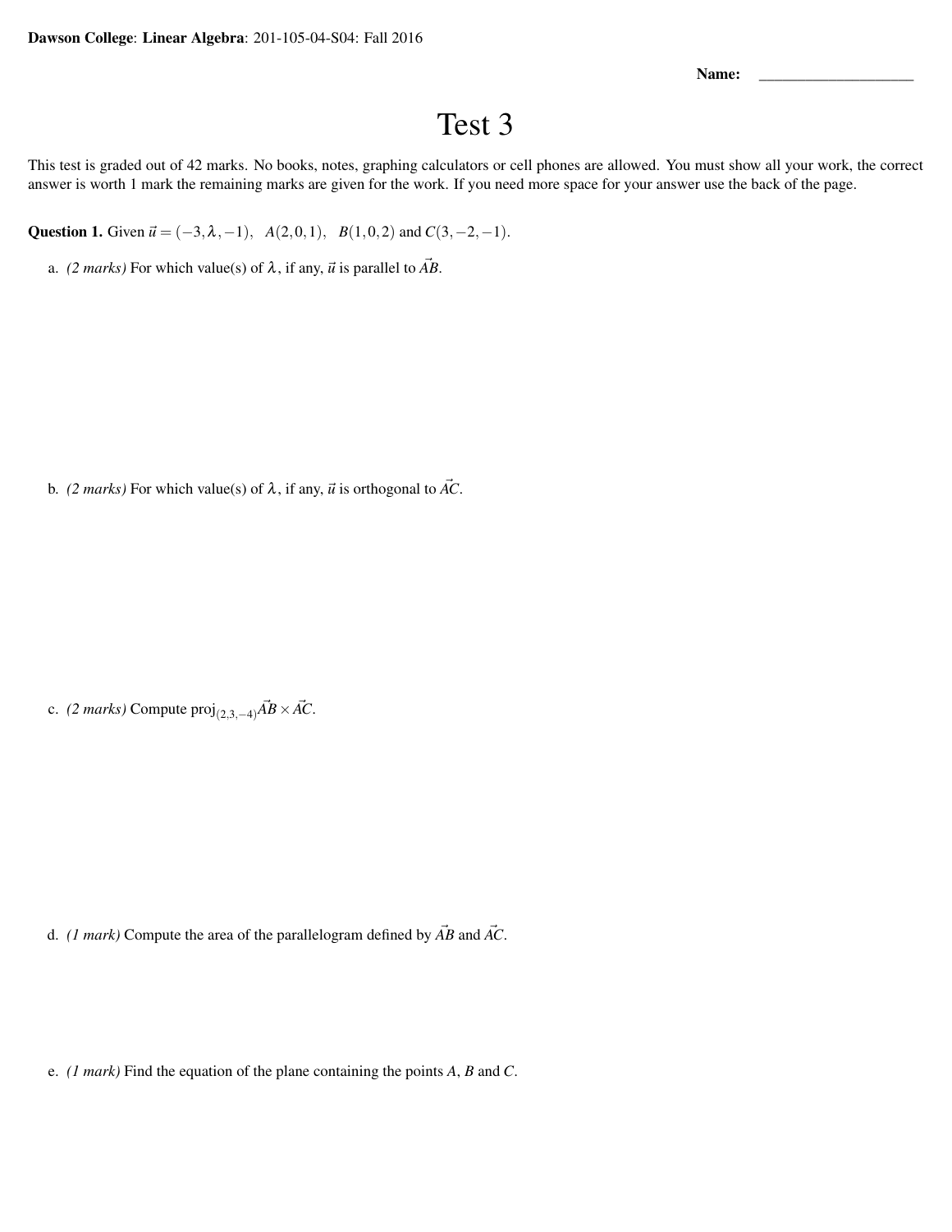**Dawson College**: **Linear Algebra**: 201-105-04-S04: Fall 2016

**Name:** ____________________

# Test 3

This test is graded out of 42 marks. No books, notes, graphing calculators or cell phones are allowed. You must show all your work, the correct answer is worth 1 mark the remaining marks are given for the work. If you need more space for your answer use the back of the page.

**Question 1.** Given $\vec{u} = (-3, \lambda, -1)$, $A(2,0,1)$, $B(1,0,2)$ and $C(3,-2,-1)$.

a. *(2 marks)* For which value(s) of $\lambda$, if any, $\vec{u}$ is parallel to $\vec{AB}$.

b. *(2 marks)* For which value(s) of $\lambda$, if any, $\vec{u}$ is orthogonal to $\vec{AC}$.

c. *(2 marks)* Compute $\text{proj}_{(2,3,-4)} \vec{AB} \times \vec{AC}$.

d. *(1 mark)* Compute the area of the parallelogram defined by $\vec{AB}$ and $\vec{AC}$.

e. *(1 mark)* Find the equation of the plane containing the points $A$, $B$ and $C$.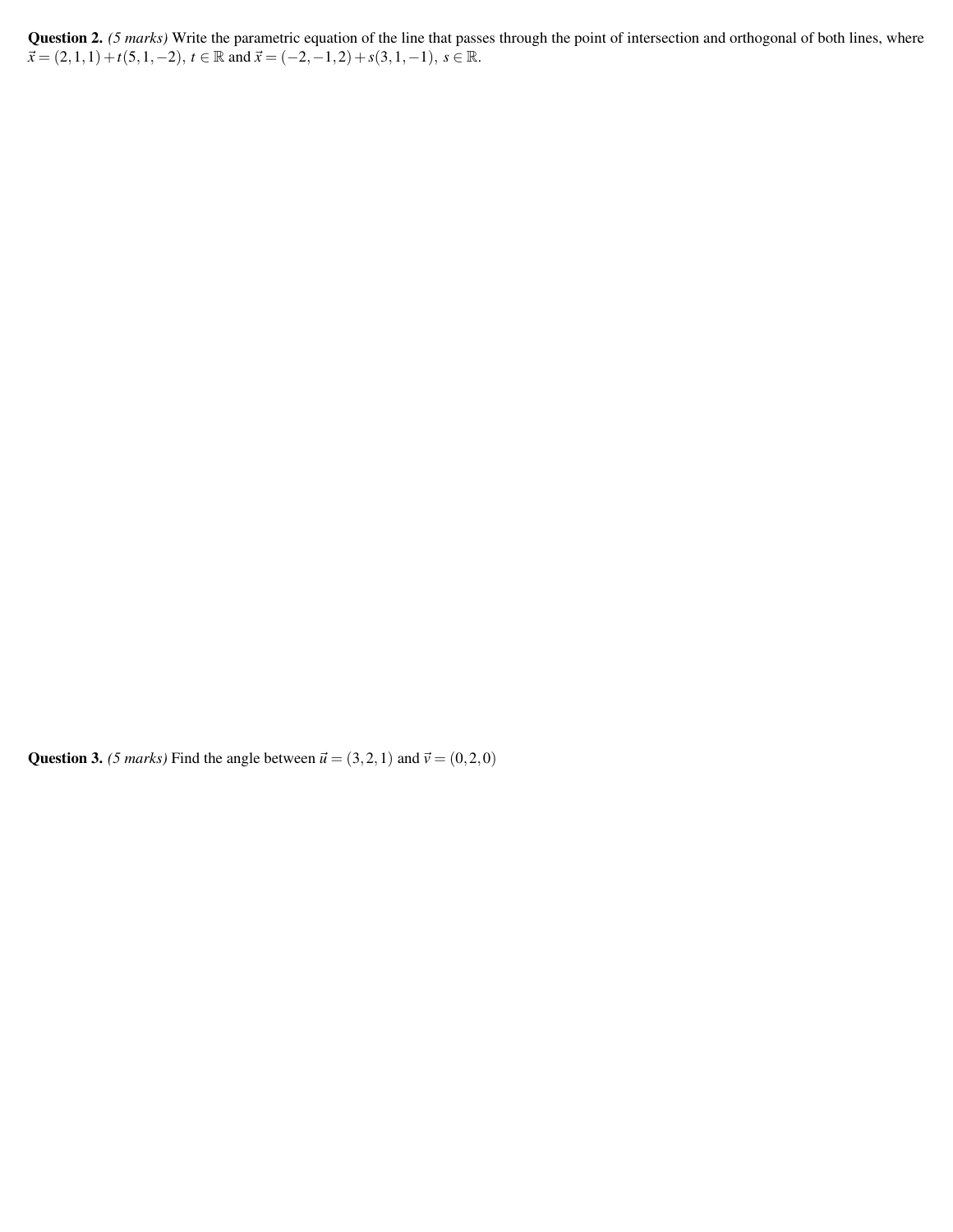**Question 2.** *(5 marks)* Write the parametric equation of the line that passes through the point of intersection and orthogonal of both lines, where $\vec{x} = (2,1,1) + t(5,1,-2),\ t \in \mathbb{R}$ and $\vec{x} = (-2,-1,2) + s(3,1,-1),\ s \in \mathbb{R}$.

**Question 3.** *(5 marks)* Find the angle between $\vec{u} = (3,2,1)$ and $\vec{v} = (0,2,0)$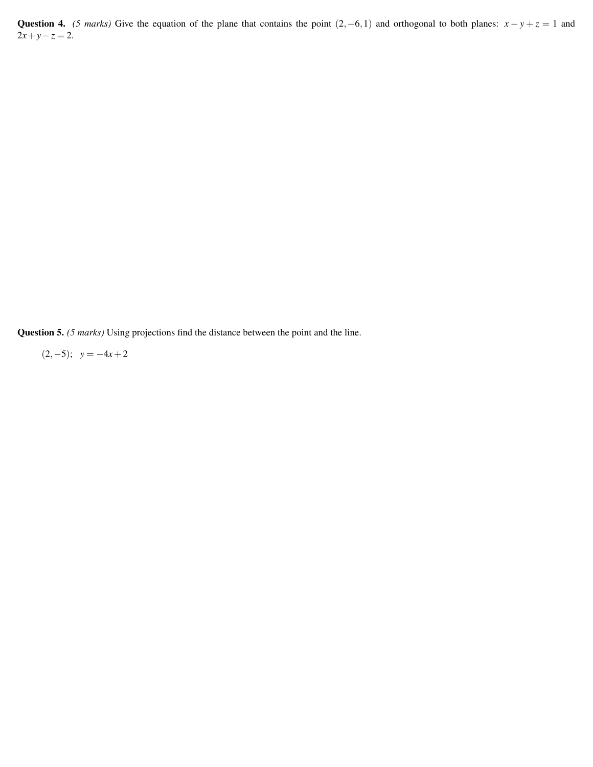**Question 4.** *(5 marks)* Give the equation of the plane that contains the point $(2,-6,1)$ and orthogonal to both planes: $x-y+z=1$ and $2x+y-z=2$.

**Question 5.** *(5 marks)* Using projections find the distance between the point and the line.

$$(2,-5); \quad y=-4x+2$$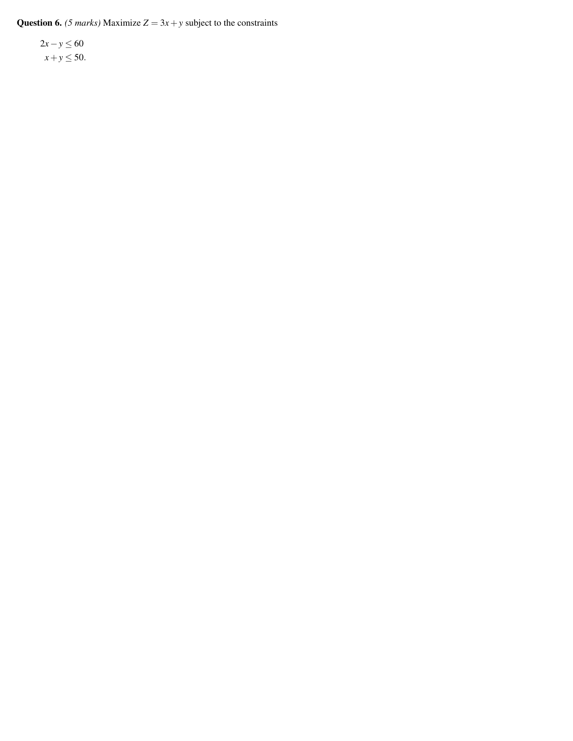**Question 6.** *(5 marks)* Maximize $Z = 3x + y$ subject to the constraints

$$
\begin{aligned}
2x - y &\leq 60 \\
x + y &\leq 50.
\end{aligned}
$$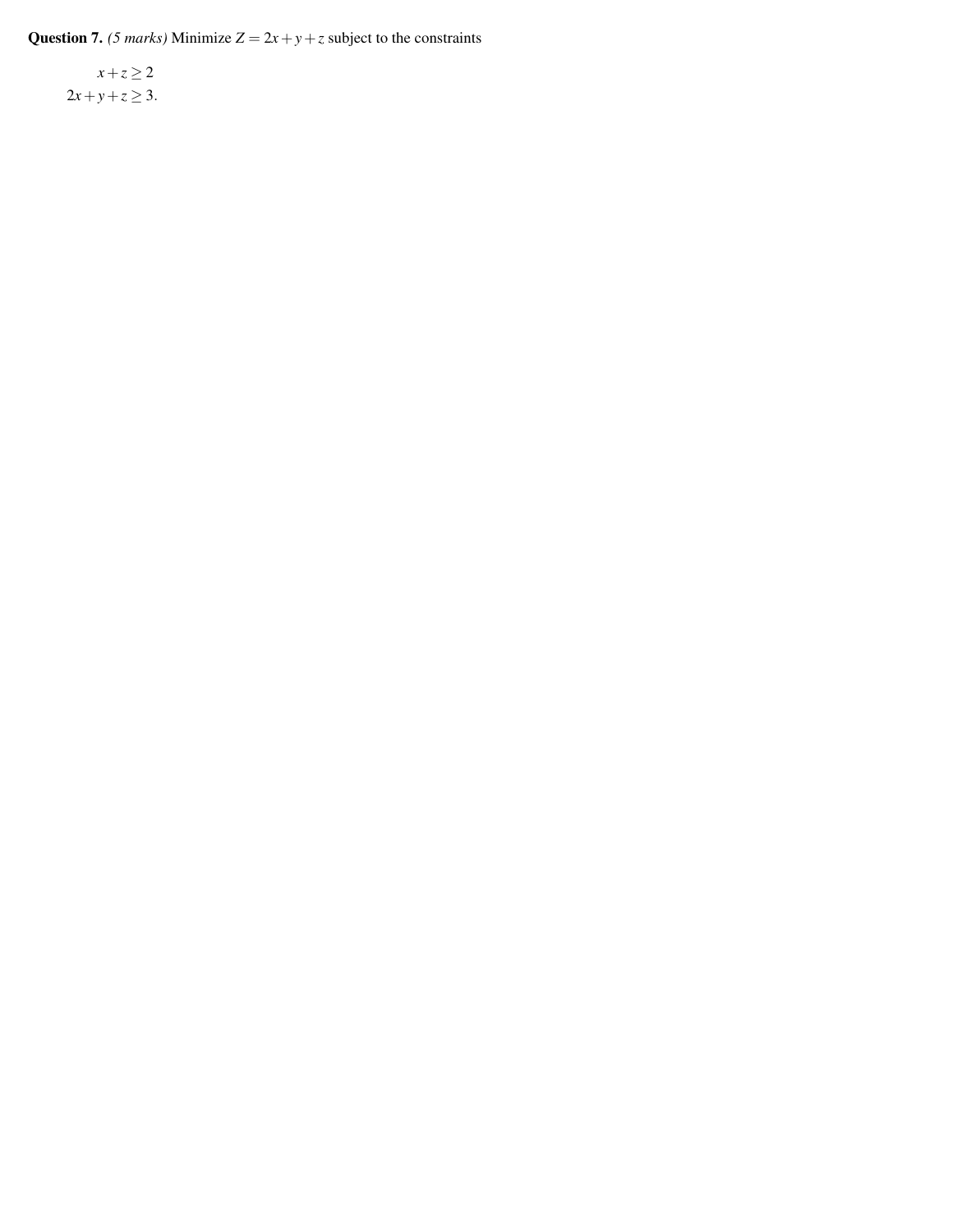**Question 7.** *(5 marks)* Minimize $Z = 2x + y + z$ subject to the constraints

$$
\begin{aligned}
x + z &\geq 2 \\
2x + y + z &\geq 3.
\end{aligned}
$$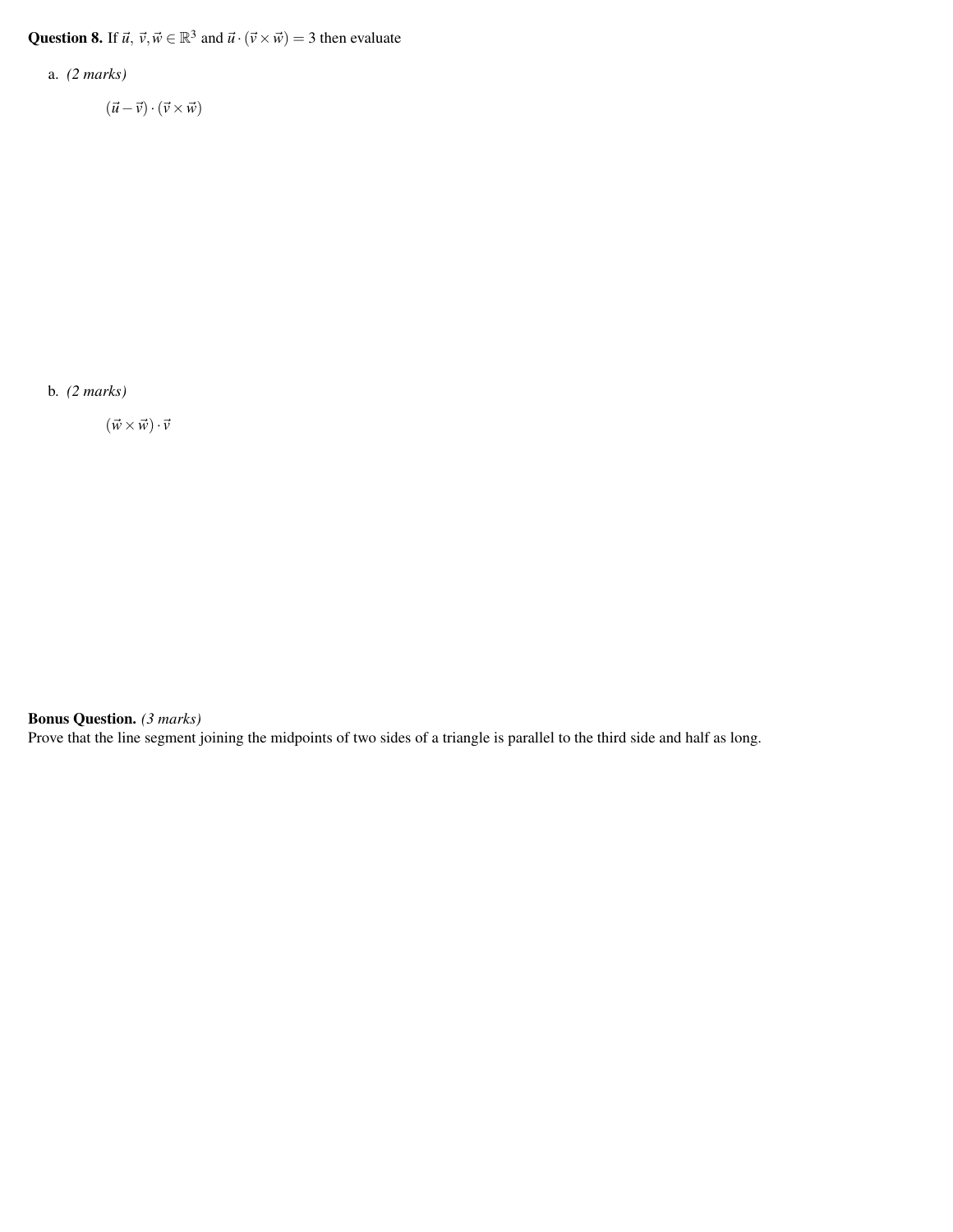**Question 8.** If $\vec{u}$, $\vec{v}, \vec{w} \in \mathbb{R}^3$ and $\vec{u} \cdot (\vec{v} \times \vec{w}) = 3$ then evaluate

a. *(2 marks)*

$$(\vec{u} - \vec{v}) \cdot (\vec{v} \times \vec{w})$$

b. *(2 marks)*

$$(\vec{w} \times \vec{w}) \cdot \vec{v}$$

**Bonus Question.** *(3 marks)*
Prove that the line segment joining the midpoints of two sides of a triangle is parallel to the third side and half as long.